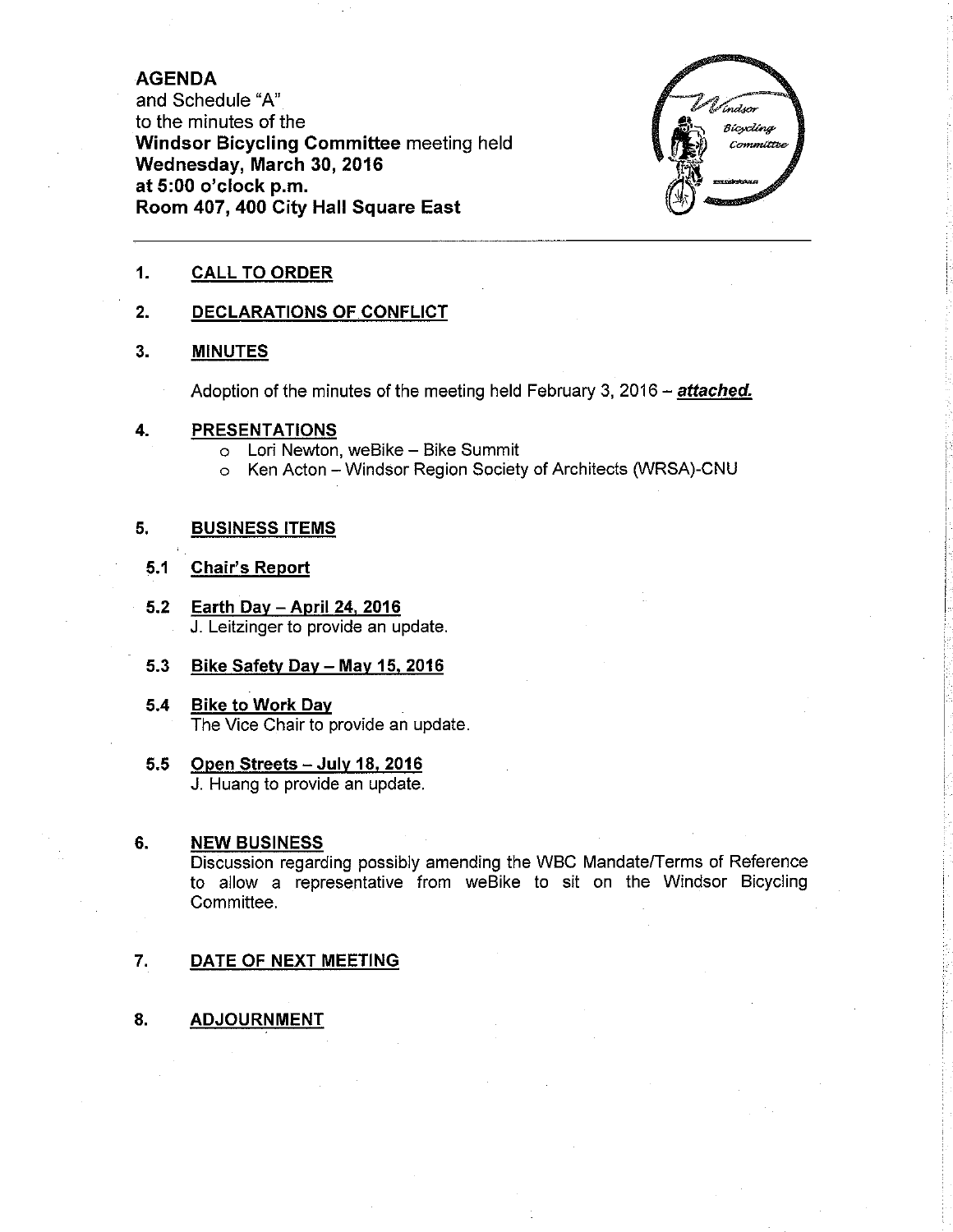**AGENDA**
and Schedule "A"
to the minutes of the
**Windsor Bicycling Committee** meeting held
**Wednesday, March 30, 2016**
**at 5:00 o'clock p.m.**
**Room 407, 400 City Hall Square East**

---

## 1. CALL TO ORDER

## 2. DECLARATIONS OF CONFLICT

## 3. MINUTES

Adoption of the minutes of the meeting held February 3, 2016 – ***attached.***

## 4. PRESENTATIONS

- Lori Newton, weBike – Bike Summit
- Ken Acton – Windsor Region Society of Architects (WRSA)-CNU

## 5. BUSINESS ITEMS

### 5.1 Chair's Report

### 5.2 Earth Day – April 24, 2016

J. Leitzinger to provide an update.

### 5.3 Bike Safety Day – May 15, 2016

### 5.4 Bike to Work Day

The Vice Chair to provide an update.

### 5.5 Open Streets – July 18, 2016

J. Huang to provide an update.

## 6. NEW BUSINESS

Discussion regarding possibly amending the WBC Mandate/Terms of Reference to allow a representative from weBike to sit on the Windsor Bicycling Committee.

## 7. DATE OF NEXT MEETING

## 8. ADJOURNMENT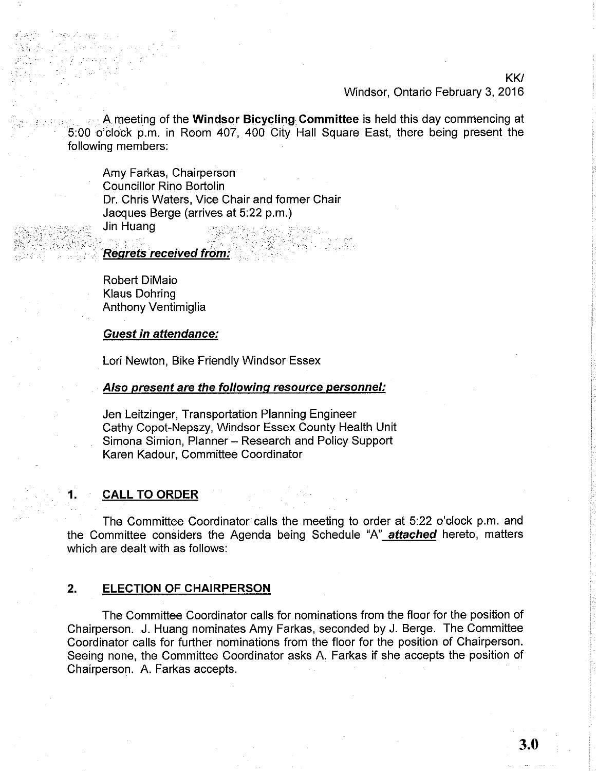KK/
Windsor, Ontario February 3, 2016

A meeting of the **Windsor Bicycling Committee** is held this day commencing at 5:00 o'clock p.m. in Room 407, 400 City Hall Square East, there being present the following members:

Amy Farkas, Chairperson
Councillor Rino Bortolin
Dr. Chris Waters, Vice Chair and former Chair
Jacques Berge (arrives at 5:22 p.m.)
Jin Huang

***Regrets received from:***

Robert DiMaio
Klaus Dohring
Anthony Ventimiglia

***Guest in attendance:***

Lori Newton, Bike Friendly Windsor Essex

***Also present are the following resource personnel:***

Jen Leitzinger, Transportation Planning Engineer
Cathy Copot-Nepszy, Windsor Essex County Health Unit
Simona Simion, Planner – Research and Policy Support
Karen Kadour, Committee Coordinator

## 1. CALL TO ORDER

The Committee Coordinator calls the meeting to order at 5:22 o'clock p.m. and the Committee considers the Agenda being Schedule "A" ***attached*** hereto, matters which are dealt with as follows:

## 2. ELECTION OF CHAIRPERSON

The Committee Coordinator calls for nominations from the floor for the position of Chairperson. J. Huang nominates Amy Farkas, seconded by J. Berge. The Committee Coordinator calls for further nominations from the floor for the position of Chairperson. Seeing none, the Committee Coordinator asks A. Farkas if she accepts the position of Chairperson. A. Farkas accepts.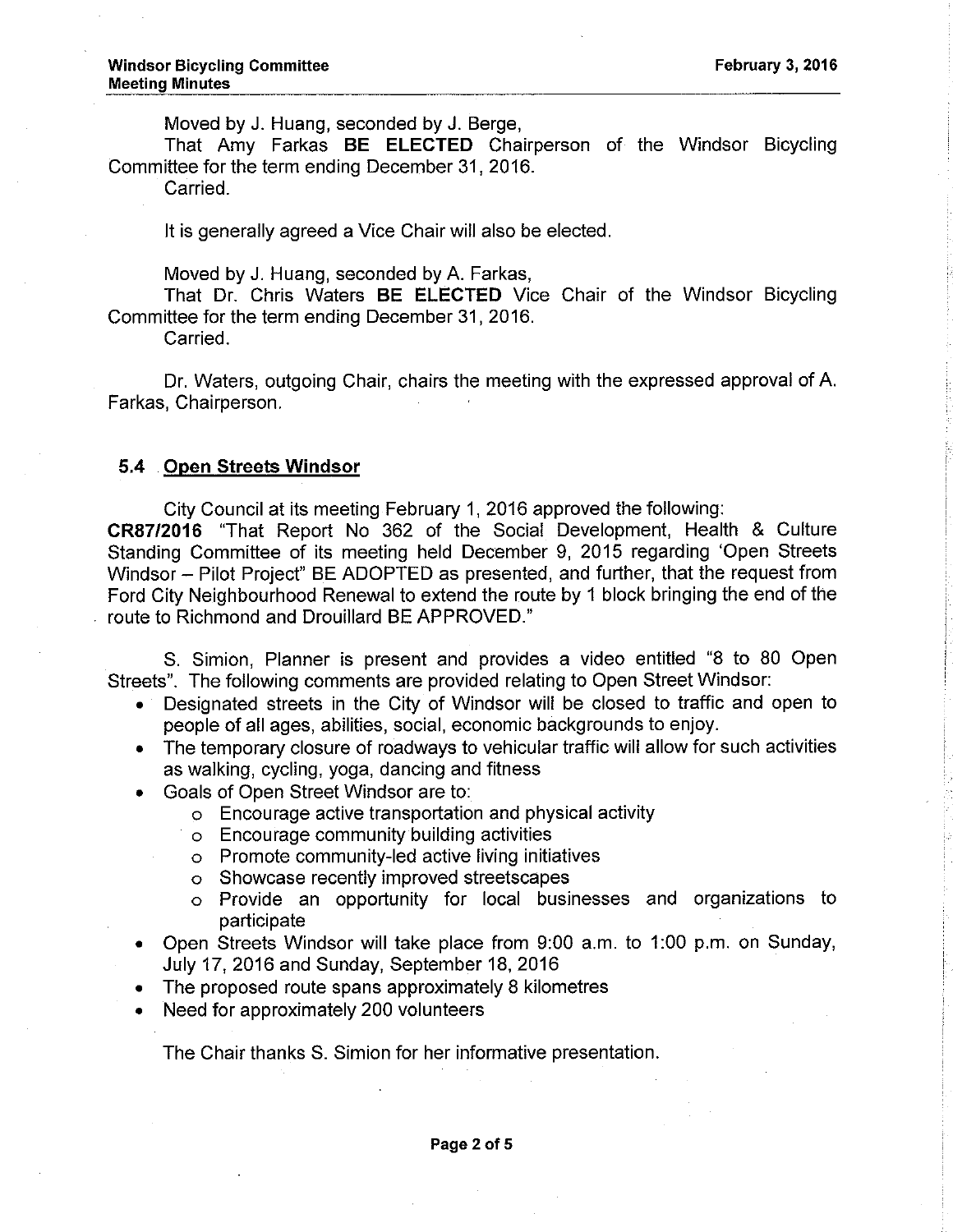Moved by J. Huang, seconded by J. Berge,

That Amy Farkas **BE ELECTED** Chairperson of the Windsor Bicycling Committee for the term ending December 31, 2016.

Carried.

It is generally agreed a Vice Chair will also be elected.

Moved by J. Huang, seconded by A. Farkas,

That Dr. Chris Waters **BE ELECTED** Vice Chair of the Windsor Bicycling Committee for the term ending December 31, 2016.

Carried.

Dr. Waters, outgoing Chair, chairs the meeting with the expressed approval of A. Farkas, Chairperson.

### 5.4 Open Streets Windsor

City Council at its meeting February 1, 2016 approved the following:

**CR87/2016** "That Report No 362 of the Social Development, Health & Culture Standing Committee of its meeting held December 9, 2015 regarding 'Open Streets Windsor – Pilot Project" BE ADOPTED as presented, and further, that the request from Ford City Neighbourhood Renewal to extend the route by 1 block bringing the end of the route to Richmond and Drouillard BE APPROVED."

S. Simion, Planner is present and provides a video entitled "8 to 80 Open Streets". The following comments are provided relating to Open Street Windsor:

- Designated streets in the City of Windsor will be closed to traffic and open to people of all ages, abilities, social, economic backgrounds to enjoy.
- The temporary closure of roadways to vehicular traffic will allow for such activities as walking, cycling, yoga, dancing and fitness
- Goals of Open Street Windsor are to:
  - Encourage active transportation and physical activity
  - Encourage community building activities
  - Promote community-led active living initiatives
  - Showcase recently improved streetscapes
  - Provide an opportunity for local businesses and organizations to participate
- Open Streets Windsor will take place from 9:00 a.m. to 1:00 p.m. on Sunday, July 17, 2016 and Sunday, September 18, 2016
- The proposed route spans approximately 8 kilometres
- Need for approximately 200 volunteers

The Chair thanks S. Simion for her informative presentation.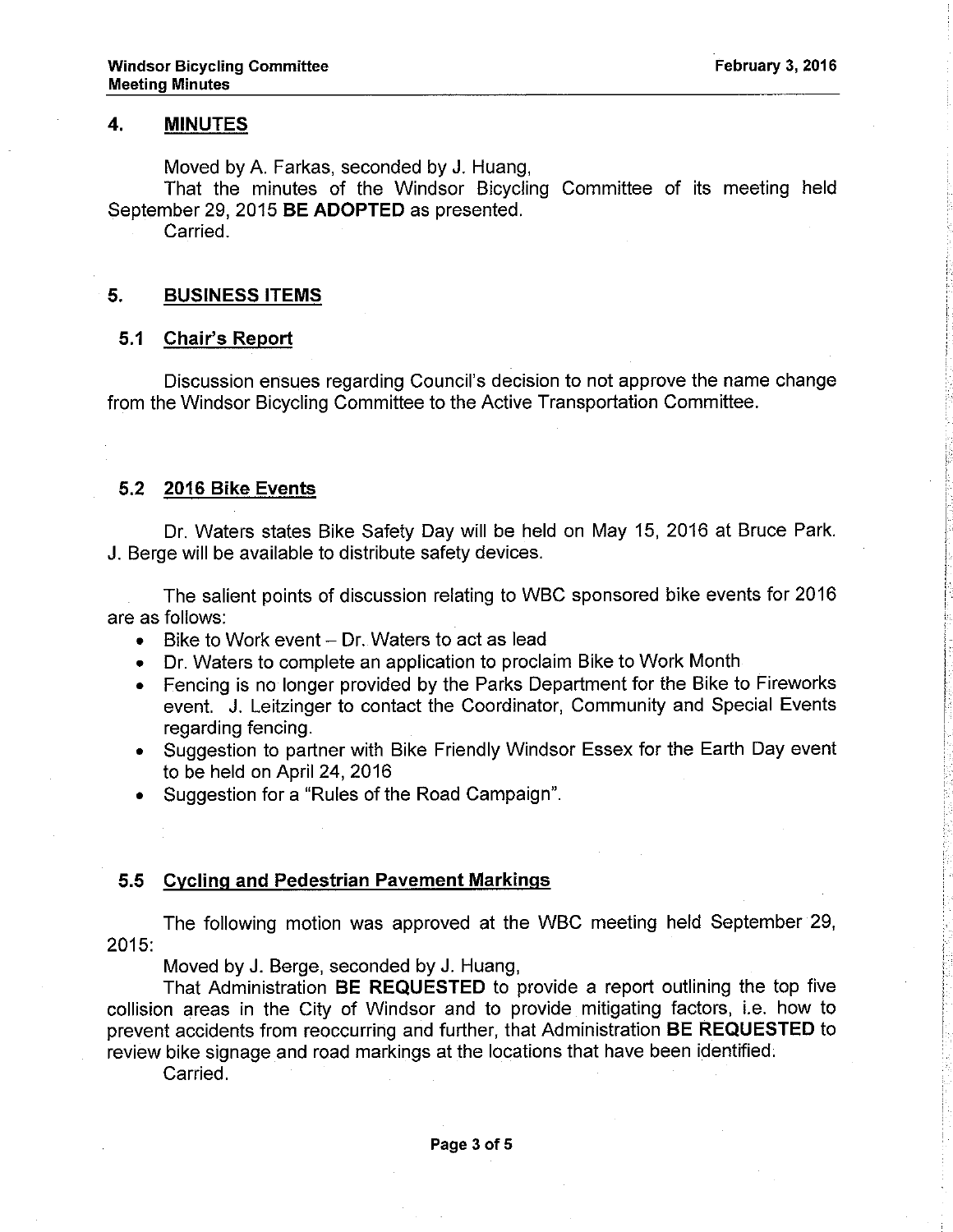## 4. MINUTES

Moved by A. Farkas, seconded by J. Huang,

That the minutes of the Windsor Bicycling Committee of its meeting held September 29, 2015 **BE ADOPTED** as presented.

Carried.

## 5. BUSINESS ITEMS

### 5.1 Chair's Report

Discussion ensues regarding Council's decision to not approve the name change from the Windsor Bicycling Committee to the Active Transportation Committee.

### 5.2 2016 Bike Events

Dr. Waters states Bike Safety Day will be held on May 15, 2016 at Bruce Park. J. Berge will be available to distribute safety devices.

The salient points of discussion relating to WBC sponsored bike events for 2016 are as follows:

- Bike to Work event – Dr. Waters to act as lead
- Dr. Waters to complete an application to proclaim Bike to Work Month
- Fencing is no longer provided by the Parks Department for the Bike to Fireworks event. J. Leitzinger to contact the Coordinator, Community and Special Events regarding fencing.
- Suggestion to partner with Bike Friendly Windsor Essex for the Earth Day event to be held on April 24, 2016
- Suggestion for a "Rules of the Road Campaign".

### 5.5 Cycling and Pedestrian Pavement Markings

The following motion was approved at the WBC meeting held September 29, 2015:

Moved by J. Berge, seconded by J. Huang,

That Administration **BE REQUESTED** to provide a report outlining the top five collision areas in the City of Windsor and to provide mitigating factors, i.e. how to prevent accidents from reoccurring and further, that Administration **BE REQUESTED** to review bike signage and road markings at the locations that have been identified.

Carried.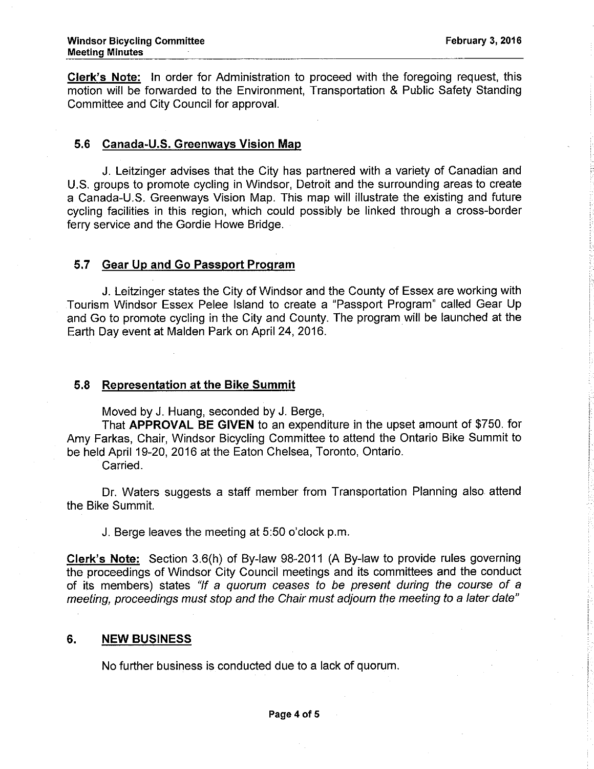**Clerk's Note:** In order for Administration to proceed with the foregoing request, this motion will be forwarded to the Environment, Transportation & Public Safety Standing Committee and City Council for approval.

### 5.6 Canada-U.S. Greenways Vision Map

J. Leitzinger advises that the City has partnered with a variety of Canadian and U.S. groups to promote cycling in Windsor, Detroit and the surrounding areas to create a Canada-U.S. Greenways Vision Map. This map will illustrate the existing and future cycling facilities in this region, which could possibly be linked through a cross-border ferry service and the Gordie Howe Bridge.

### 5.7 Gear Up and Go Passport Program

J. Leitzinger states the City of Windsor and the County of Essex are working with Tourism Windsor Essex Pelee Island to create a "Passport Program" called Gear Up and Go to promote cycling in the City and County. The program will be launched at the Earth Day event at Malden Park on April 24, 2016.

### 5.8 Representation at the Bike Summit

Moved by J. Huang, seconded by J. Berge,

That **APPROVAL BE GIVEN** to an expenditure in the upset amount of $750. for Amy Farkas, Chair, Windsor Bicycling Committee to attend the Ontario Bike Summit to be held April 19-20, 2016 at the Eaton Chelsea, Toronto, Ontario.

Carried.

Dr. Waters suggests a staff member from Transportation Planning also attend the Bike Summit.

J. Berge leaves the meeting at 5:50 o'clock p.m.

**Clerk's Note:** Section 3.6(h) of By-law 98-2011 (A By-law to provide rules governing the proceedings of Windsor City Council meetings and its committees and the conduct of its members) states *"If a quorum ceases to be present during the course of a meeting, proceedings must stop and the Chair must adjourn the meeting to a later date"*

## 6. NEW BUSINESS

No further business is conducted due to a lack of quorum.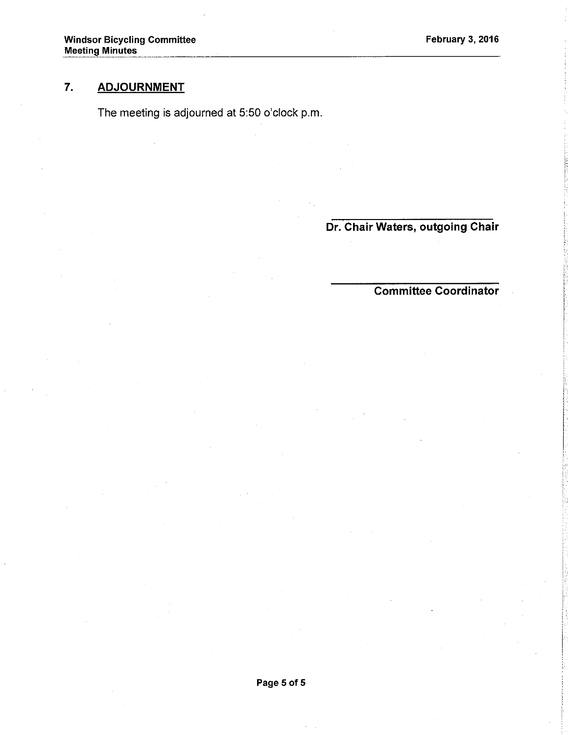## 7. ADJOURNMENT

The meeting is adjourned at 5:50 o'clock p.m.

**Dr. Chair Waters, outgoing Chair**

**Committee Coordinator**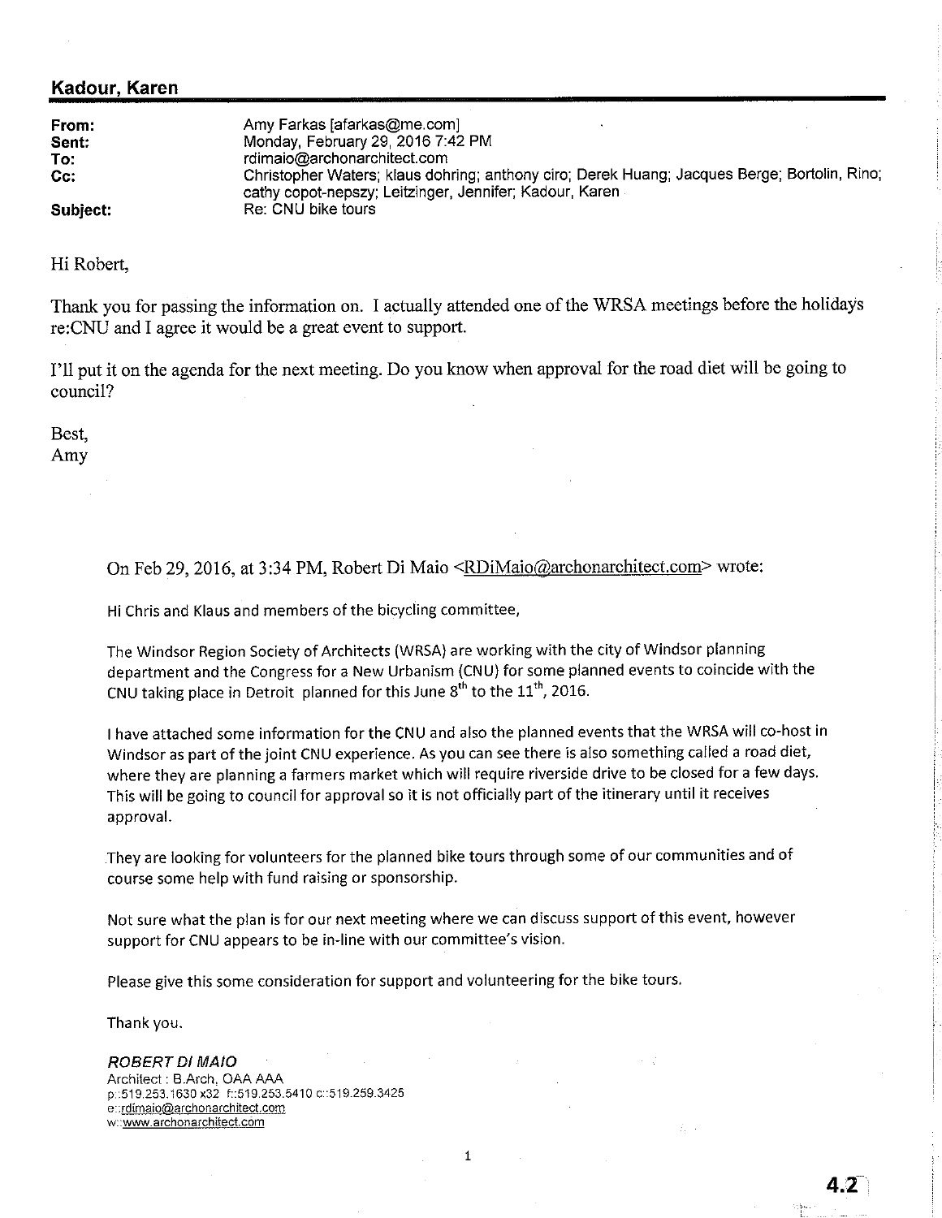## Kadour, Karen

| | |
|---|---|
| **From:** | Amy Farkas [afarkas@me.com] |
| **Sent:** | Monday, February 29, 2016 7:42 PM |
| **To:** | rdimaio@archonarchitect.com |
| **Cc:** | Christopher Waters; klaus dohring; anthony ciro; Derek Huang; Jacques Berge; Bortolin, Rino; cathy copot-nepszy; Leitzinger, Jennifer; Kadour, Karen |
| **Subject:** | Re: CNU bike tours |

Hi Robert,

Thank you for passing the information on. I actually attended one of the WRSA meetings before the holidays re:CNU and I agree it would be a great event to support.

I'll put it on the agenda for the next meeting. Do you know when approval for the road diet will be going to council?

Best,
Amy

> On Feb 29, 2016, at 3:34 PM, Robert Di Maio <RDiMaio@archonarchitect.com> wrote:
>
> Hi Chris and Klaus and members of the bicycling committee,
>
> The Windsor Region Society of Architects (WRSA) are working with the city of Windsor planning department and the Congress for a New Urbanism (CNU) for some planned events to coincide with the CNU taking place in Detroit planned for this June 8th to the 11th, 2016.
>
> I have attached some information for the CNU and also the planned events that the WRSA will co-host in Windsor as part of the joint CNU experience. As you can see there is also something called a road diet, where they are planning a farmers market which will require riverside drive to be closed for a few days. This will be going to council for approval so it is not officially part of the itinerary until it receives approval.
>
> They are looking for volunteers for the planned bike tours through some of our communities and of course some help with fund raising or sponsorship.
>
> Not sure what the plan is for our next meeting where we can discuss support of this event, however support for CNU appears to be in-line with our committee's vision.
>
> Please give this some consideration for support and volunteering for the bike tours.
>
> Thank you.
>
> *ROBERT DI MAIO*
> Architect : B.Arch, OAA AAA
> p:.519.253.1630 x32 f::519.253.5410 c::519.259.3425
> e::rdimaio@archonarchitect.com
> w::www.archonarchitect.com

4.2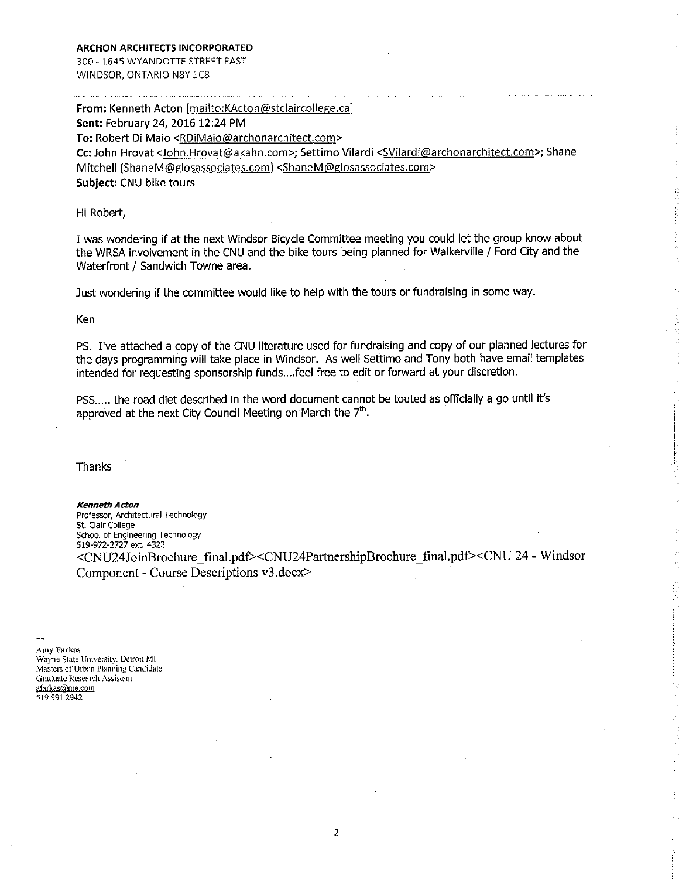**ARCHON ARCHITECTS INCORPORATED**
300 - 1645 WYANDOTTE STREET EAST
WINDSOR, ONTARIO N8Y 1C8

**From:** Kenneth Acton [mailto:KActon@stclaircollege.ca]
**Sent:** February 24, 2016 12:24 PM
**To:** Robert Di Maio <RDiMaio@archonarchitect.com>
**Cc:** John Hrovat <John.Hrovat@akahn.com>; Settimo Vilardi <SVilardi@archonarchitect.com>; Shane Mitchell (ShaneM@glosassociates.com) <ShaneM@glosassociates.com>
**Subject:** CNU bike tours

Hi Robert,

I was wondering if at the next Windsor Bicycle Committee meeting you could let the group know about the WRSA involvement in the CNU and the bike tours being planned for Walkerville / Ford City and the Waterfront / Sandwich Towne area.

Just wondering if the committee would like to help with the tours or fundraising in some way.

Ken

PS. I've attached a copy of the CNU literature used for fundraising and copy of our planned lectures for the days programming will take place in Windsor. As well Settimo and Tony both have email templates intended for requesting sponsorship funds....feel free to edit or forward at your discretion.

PSS..... the road diet described in the word document cannot be touted as officially a go until it's approved at the next City Council Meeting on March the 7th.

Thanks

***Kenneth Acton***
Professor, Architectural Technology
St. Clair College
School of Engineering Technology
519-972-2727 ext. 4322
<CNU24JoinBrochure_final.pdf><CNU24PartnershipBrochure_final.pdf><CNU 24 - Windsor Component - Course Descriptions v3.docx>

--
Amy Farkas
Wayne State University, Detroit MI
Masters of Urban Planning Candidate
Graduate Research Assistant
afarkas@me.com
519.991.2942